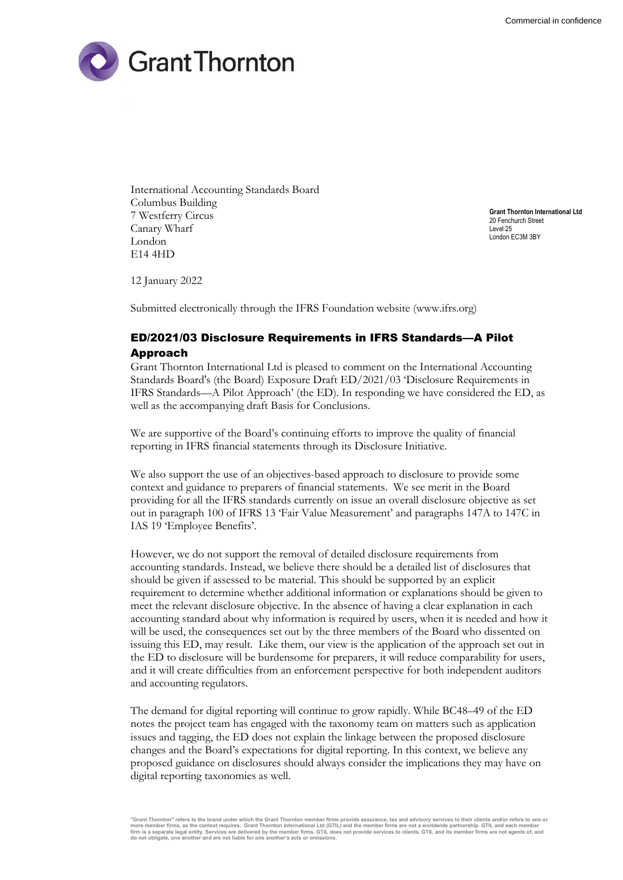Commercial in confidence

Grant Thornton

International Accounting Standards Board
Columbus Building
7 Westferry Circus
Canary Wharf
London
E14 4HD

**Grant Thornton International Ltd**
20 Fenchurch Street
Level 25
London EC3M 3BY

12 January 2022

Submitted electronically through the IFRS Foundation website (www.ifrs.org)

## ED/2021/03 Disclosure Requirements in IFRS Standards—A Pilot Approach

Grant Thornton International Ltd is pleased to comment on the International Accounting Standards Board's (the Board) Exposure Draft ED/2021/03 'Disclosure Requirements in IFRS Standards—A Pilot Approach' (the ED). In responding we have considered the ED, as well as the accompanying draft Basis for Conclusions.

We are supportive of the Board's continuing efforts to improve the quality of financial reporting in IFRS financial statements through its Disclosure Initiative.

We also support the use of an objectives-based approach to disclosure to provide some context and guidance to preparers of financial statements. We see merit in the Board providing for all the IFRS standards currently on issue an overall disclosure objective as set out in paragraph 100 of IFRS 13 'Fair Value Measurement' and paragraphs 147A to 147C in IAS 19 'Employee Benefits'.

However, we do not support the removal of detailed disclosure requirements from accounting standards. Instead, we believe there should be a detailed list of disclosures that should be given if assessed to be material. This should be supported by an explicit requirement to determine whether additional information or explanations should be given to meet the relevant disclosure objective. In the absence of having a clear explanation in each accounting standard about why information is required by users, when it is needed and how it will be used, the consequences set out by the three members of the Board who dissented on issuing this ED, may result. Like them, our view is the application of the approach set out in the ED to disclosure will be burdensome for preparers, it will reduce comparability for users, and it will create difficulties from an enforcement perspective for both independent auditors and accounting regulators.

The demand for digital reporting will continue to grow rapidly. While BC48–49 of the ED notes the project team has engaged with the taxonomy team on matters such as application issues and tagging, the ED does not explain the linkage between the proposed disclosure changes and the Board's expectations for digital reporting. In this context, we believe any proposed guidance on disclosures should always consider the implications they may have on digital reporting taxonomies as well.

"Grant Thornton" refers to the brand under which the Grant Thornton member firms provide assurance, tax and advisory services to their clients and/or refers to one or more member firms, as the context requires. Grant Thornton International Ltd (GTIL) and the member firms are not a worldwide partnership. GTIL and each member firm is a separate legal entity. Services are delivered by the member firms. GTIL does not provide services to clients. GTIL and its member firms are not agents of, and do not obligate, one another and are not liable for one another's acts or omissions.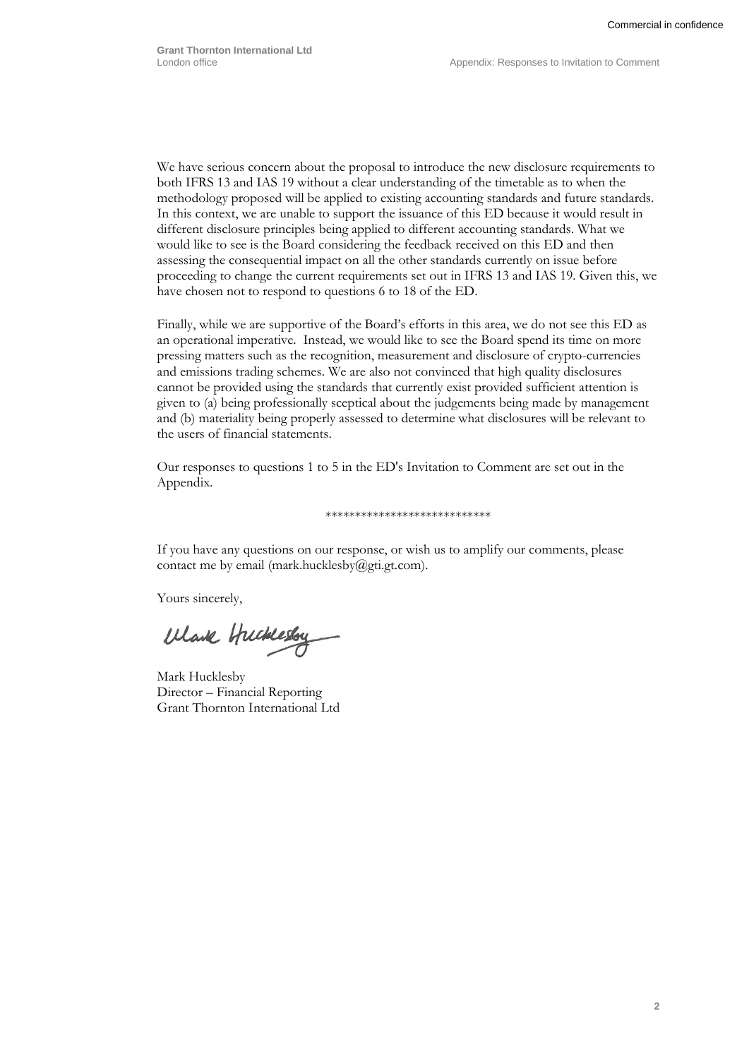We have serious concern about the proposal to introduce the new disclosure requirements to both IFRS 13 and IAS 19 without a clear understanding of the timetable as to when the methodology proposed will be applied to existing accounting standards and future standards. In this context, we are unable to support the issuance of this ED because it would result in different disclosure principles being applied to different accounting standards. What we would like to see is the Board considering the feedback received on this ED and then assessing the consequential impact on all the other standards currently on issue before proceeding to change the current requirements set out in IFRS 13 and IAS 19. Given this, we have chosen not to respond to questions 6 to 18 of the ED.

Finally, while we are supportive of the Board's efforts in this area, we do not see this ED as an operational imperative. Instead, we would like to see the Board spend its time on more pressing matters such as the recognition, measurement and disclosure of crypto-currencies and emissions trading schemes. We are also not convinced that high quality disclosures cannot be provided using the standards that currently exist provided sufficient attention is given to (a) being professionally sceptical about the judgements being made by management and (b) materiality being properly assessed to determine what disclosures will be relevant to the users of financial statements.

Our responses to questions 1 to 5 in the ED's Invitation to Comment are set out in the Appendix.

\*\*\*\*\*\*\*\*\*\*\*\*\*\*\*\*\*\*\*\*\*\*\*\*\*\*\*\*

If you have any questions on our response, or wish us to amplify our comments, please contact me by email (mark.hucklesby@gti.gt.com).

Yours sincerely,

Mark Hucklesby

Mark Hucklesby  
Director – Financial Reporting  
Grant Thornton International Ltd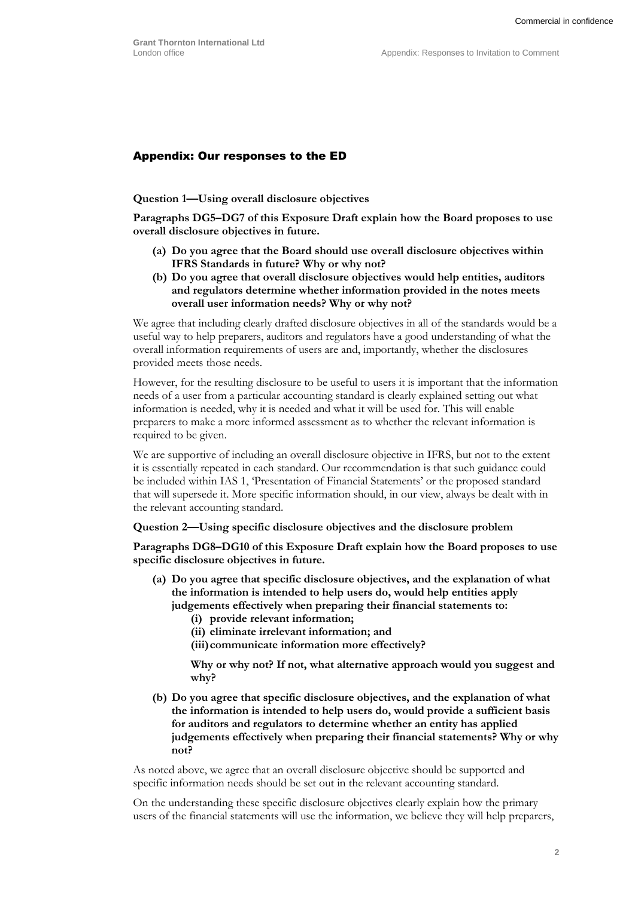## Appendix: Our responses to the ED

**Question 1—Using overall disclosure objectives**

**Paragraphs DG5–DG7 of this Exposure Draft explain how the Board proposes to use overall disclosure objectives in future.**

- **(a) Do you agree that the Board should use overall disclosure objectives within IFRS Standards in future? Why or why not?**
- **(b) Do you agree that overall disclosure objectives would help entities, auditors and regulators determine whether information provided in the notes meets overall user information needs? Why or why not?**

We agree that including clearly drafted disclosure objectives in all of the standards would be a useful way to help preparers, auditors and regulators have a good understanding of what the overall information requirements of users are and, importantly, whether the disclosures provided meets those needs.

However, for the resulting disclosure to be useful to users it is important that the information needs of a user from a particular accounting standard is clearly explained setting out what information is needed, why it is needed and what it will be used for. This will enable preparers to make a more informed assessment as to whether the relevant information is required to be given.

We are supportive of including an overall disclosure objective in IFRS, but not to the extent it is essentially repeated in each standard. Our recommendation is that such guidance could be included within IAS 1, 'Presentation of Financial Statements' or the proposed standard that will supersede it. More specific information should, in our view, always be dealt with in the relevant accounting standard.

**Question 2—Using specific disclosure objectives and the disclosure problem**

**Paragraphs DG8–DG10 of this Exposure Draft explain how the Board proposes to use specific disclosure objectives in future.**

- **(a) Do you agree that specific disclosure objectives, and the explanation of what the information is intended to help users do, would help entities apply judgements effectively when preparing their financial statements to:**
  - **(i) provide relevant information;**
  - **(ii) eliminate irrelevant information; and**
  - **(iii) communicate information more effectively?**

  **Why or why not? If not, what alternative approach would you suggest and why?**

- **(b) Do you agree that specific disclosure objectives, and the explanation of what the information is intended to help users do, would provide a sufficient basis for auditors and regulators to determine whether an entity has applied judgements effectively when preparing their financial statements? Why or why not?**

As noted above, we agree that an overall disclosure objective should be supported and specific information needs should be set out in the relevant accounting standard.

On the understanding these specific disclosure objectives clearly explain how the primary users of the financial statements will use the information, we believe they will help preparers,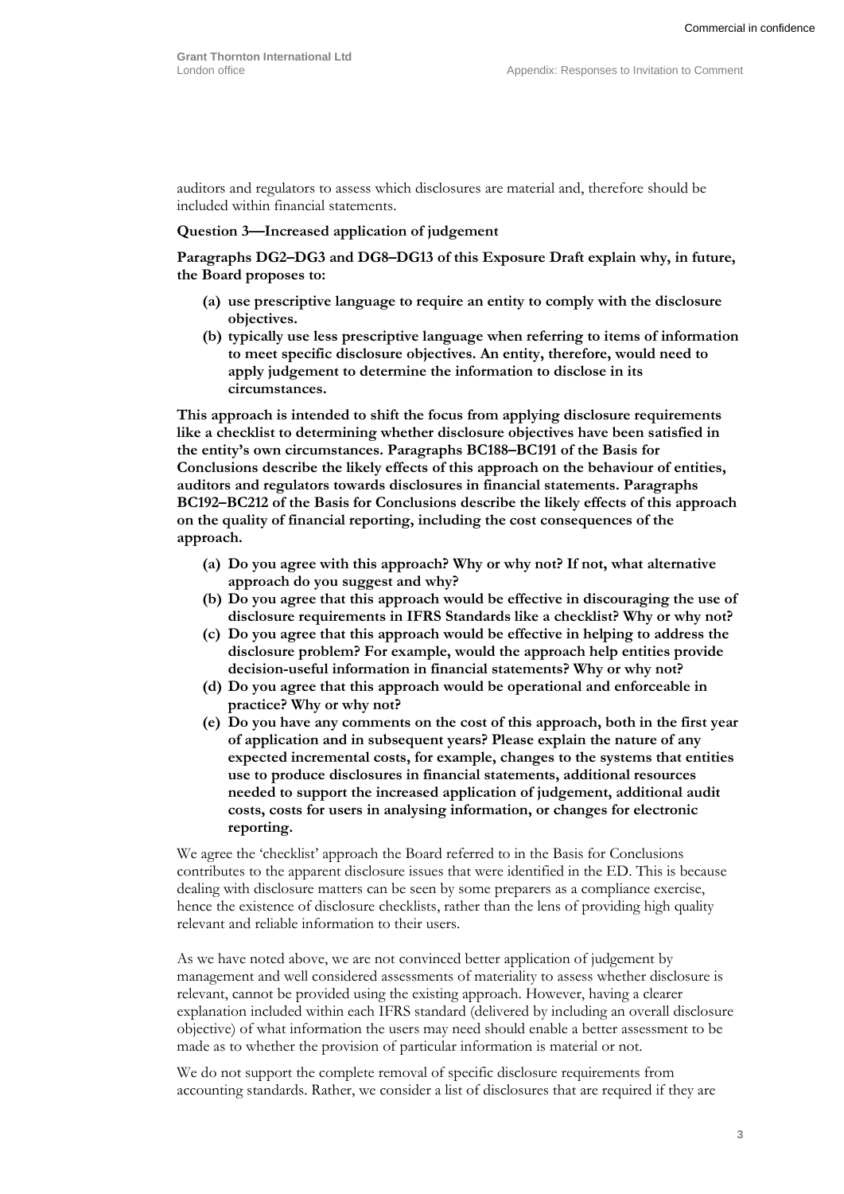auditors and regulators to assess which disclosures are material and, therefore should be included within financial statements.

**Question 3—Increased application of judgement**

**Paragraphs DG2–DG3 and DG8–DG13 of this Exposure Draft explain why, in future, the Board proposes to:**

- **(a) use prescriptive language to require an entity to comply with the disclosure objectives.**
- **(b) typically use less prescriptive language when referring to items of information to meet specific disclosure objectives. An entity, therefore, would need to apply judgement to determine the information to disclose in its circumstances.**

**This approach is intended to shift the focus from applying disclosure requirements like a checklist to determining whether disclosure objectives have been satisfied in the entity's own circumstances. Paragraphs BC188–BC191 of the Basis for Conclusions describe the likely effects of this approach on the behaviour of entities, auditors and regulators towards disclosures in financial statements. Paragraphs BC192–BC212 of the Basis for Conclusions describe the likely effects of this approach on the quality of financial reporting, including the cost consequences of the approach.**

- **(a) Do you agree with this approach? Why or why not? If not, what alternative approach do you suggest and why?**
- **(b) Do you agree that this approach would be effective in discouraging the use of disclosure requirements in IFRS Standards like a checklist? Why or why not?**
- **(c) Do you agree that this approach would be effective in helping to address the disclosure problem? For example, would the approach help entities provide decision-useful information in financial statements? Why or why not?**
- **(d) Do you agree that this approach would be operational and enforceable in practice? Why or why not?**
- **(e) Do you have any comments on the cost of this approach, both in the first year of application and in subsequent years? Please explain the nature of any expected incremental costs, for example, changes to the systems that entities use to produce disclosures in financial statements, additional resources needed to support the increased application of judgement, additional audit costs, costs for users in analysing information, or changes for electronic reporting.**

We agree the 'checklist' approach the Board referred to in the Basis for Conclusions contributes to the apparent disclosure issues that were identified in the ED. This is because dealing with disclosure matters can be seen by some preparers as a compliance exercise, hence the existence of disclosure checklists, rather than the lens of providing high quality relevant and reliable information to their users.

As we have noted above, we are not convinced better application of judgement by management and well considered assessments of materiality to assess whether disclosure is relevant, cannot be provided using the existing approach. However, having a clearer explanation included within each IFRS standard (delivered by including an overall disclosure objective) of what information the users may need should enable a better assessment to be made as to whether the provision of particular information is material or not.

We do not support the complete removal of specific disclosure requirements from accounting standards. Rather, we consider a list of disclosures that are required if they are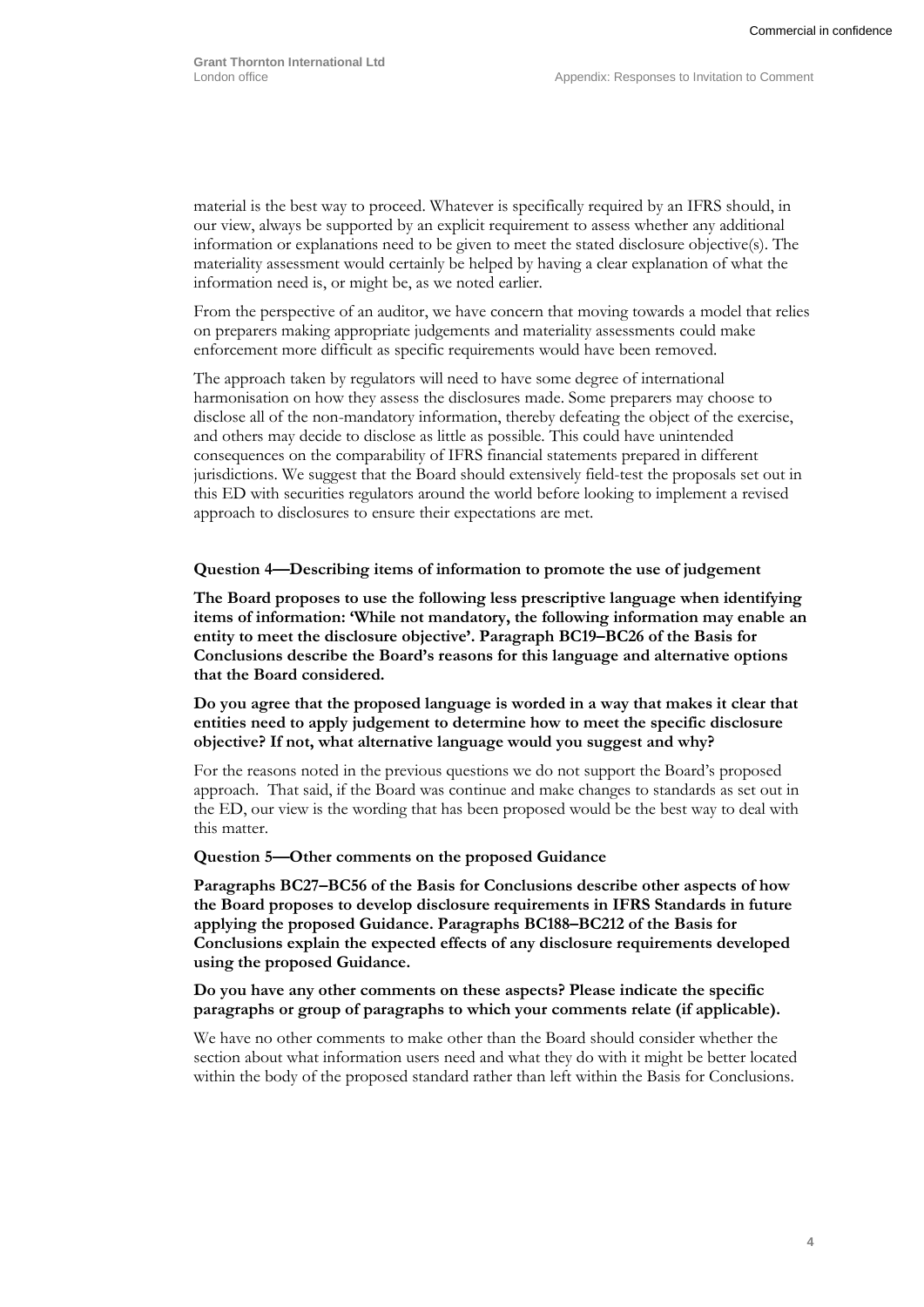material is the best way to proceed. Whatever is specifically required by an IFRS should, in our view, always be supported by an explicit requirement to assess whether any additional information or explanations need to be given to meet the stated disclosure objective(s). The materiality assessment would certainly be helped by having a clear explanation of what the information need is, or might be, as we noted earlier.

From the perspective of an auditor, we have concern that moving towards a model that relies on preparers making appropriate judgements and materiality assessments could make enforcement more difficult as specific requirements would have been removed.

The approach taken by regulators will need to have some degree of international harmonisation on how they assess the disclosures made. Some preparers may choose to disclose all of the non-mandatory information, thereby defeating the object of the exercise, and others may decide to disclose as little as possible. This could have unintended consequences on the comparability of IFRS financial statements prepared in different jurisdictions. We suggest that the Board should extensively field-test the proposals set out in this ED with securities regulators around the world before looking to implement a revised approach to disclosures to ensure their expectations are met.

**Question 4—Describing items of information to promote the use of judgement**

**The Board proposes to use the following less prescriptive language when identifying items of information: 'While not mandatory, the following information may enable an entity to meet the disclosure objective'. Paragraph BC19–BC26 of the Basis for Conclusions describe the Board's reasons for this language and alternative options that the Board considered.**

**Do you agree that the proposed language is worded in a way that makes it clear that entities need to apply judgement to determine how to meet the specific disclosure objective? If not, what alternative language would you suggest and why?**

For the reasons noted in the previous questions we do not support the Board's proposed approach. That said, if the Board was continue and make changes to standards as set out in the ED, our view is the wording that has been proposed would be the best way to deal with this matter.

**Question 5—Other comments on the proposed Guidance**

**Paragraphs BC27–BC56 of the Basis for Conclusions describe other aspects of how the Board proposes to develop disclosure requirements in IFRS Standards in future applying the proposed Guidance. Paragraphs BC188–BC212 of the Basis for Conclusions explain the expected effects of any disclosure requirements developed using the proposed Guidance.**

**Do you have any other comments on these aspects? Please indicate the specific paragraphs or group of paragraphs to which your comments relate (if applicable).**

We have no other comments to make other than the Board should consider whether the section about what information users need and what they do with it might be better located within the body of the proposed standard rather than left within the Basis for Conclusions.